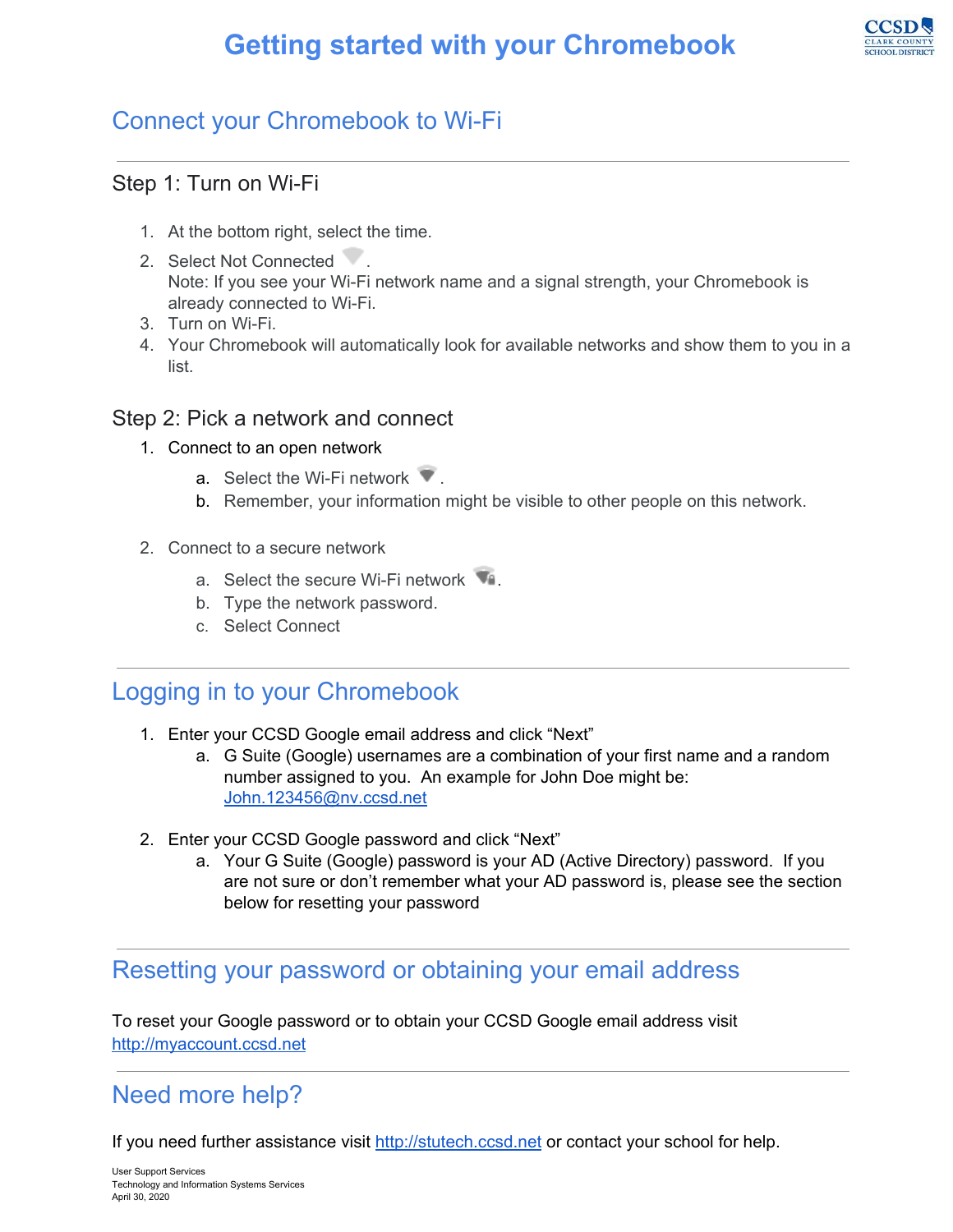# Getting started with your Chromebook

## Connect your Chromebook to Wi-Fi

### Step 1: Turn on Wi-Fi

1. At the bottom right, select the time.
2. Select Not Connected .
   Note: If you see your Wi-Fi network name and a signal strength, your Chromebook is already connected to Wi-Fi.
3. Turn on Wi-Fi.
4. Your Chromebook will automatically look for available networks and show them to you in a list.

### Step 2: Pick a network and connect

1. Connect to an open network
   a. Select the Wi-Fi network .
   b. Remember, your information might be visible to other people on this network.

2. Connect to a secure network
   a. Select the secure Wi-Fi network .
   b. Type the network password.
   c. Select Connect

## Logging in to your Chromebook

1. Enter your CCSD Google email address and click "Next"
   a. G Suite (Google) usernames are a combination of your first name and a random number assigned to you. An example for John Doe might be: John.123456@nv.ccsd.net

2. Enter your CCSD Google password and click "Next"
   a. Your G Suite (Google) password is your AD (Active Directory) password. If you are not sure or don't remember what your AD password is, please see the section below for resetting your password

## Resetting your password or obtaining your email address

To reset your Google password or to obtain your CCSD Google email address visit http://myaccount.ccsd.net

## Need more help?

If you need further assistance visit http://stutech.ccsd.net or contact your school for help.

User Support Services
Technology and Information Systems Services
April 30, 2020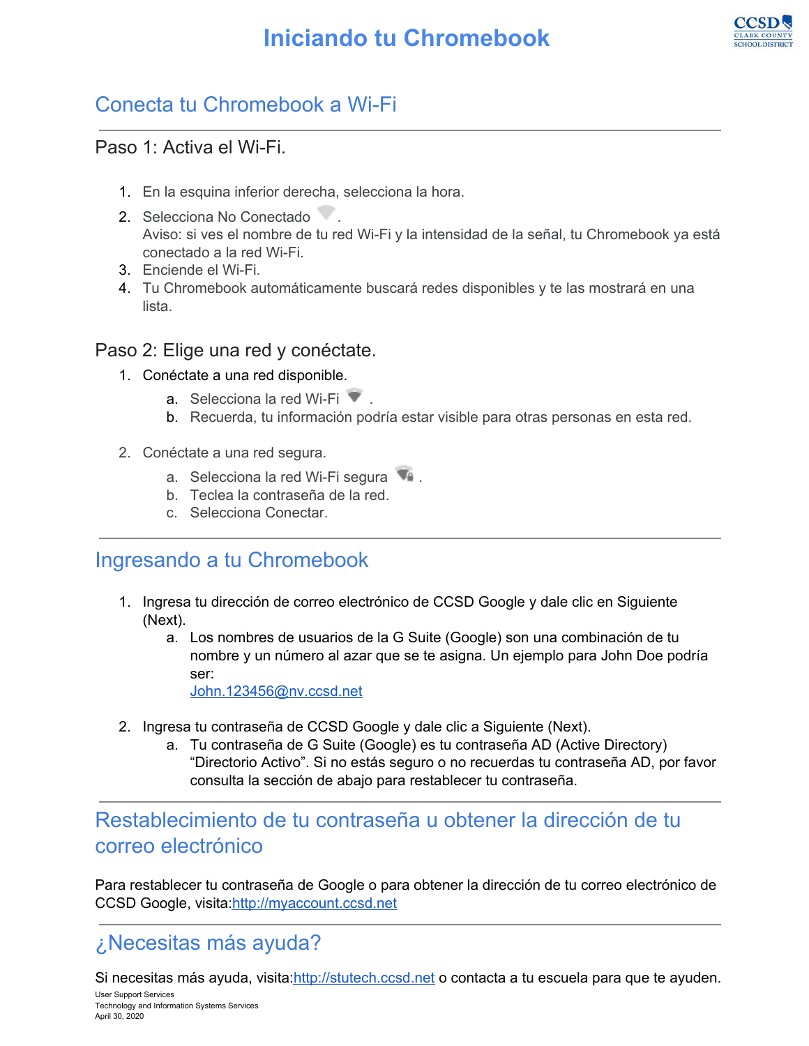# Iniciando tu Chromebook

## Conecta tu Chromebook a Wi-Fi

### Paso 1: Activa el Wi-Fi.

1. En la esquina inferior derecha, selecciona la hora.
2. Selecciona No Conectado .
   Aviso: si ves el nombre de tu red Wi-Fi y la intensidad de la señal, tu Chromebook ya está conectado a la red Wi-Fi.
3. Enciende el Wi-Fi.
4. Tu Chromebook automáticamente buscará redes disponibles y te las mostrará en una lista.

### Paso 2: Elige una red y conéctate.

1. Conéctate a una red disponible.
   a. Selecciona la red Wi-Fi .
   b. Recuerda, tu información podría estar visible para otras personas en esta red.

2. Conéctate a una red segura.
   a. Selecciona la red Wi-Fi segura .
   b. Teclea la contraseña de la red.
   c. Selecciona Conectar.

## Ingresando a tu Chromebook

1. Ingresa tu dirección de correo electrónico de CCSD Google y dale clic en Siguiente (Next).
   a. Los nombres de usuarios de la G Suite (Google) son una combinación de tu nombre y un número al azar que se te asigna. Un ejemplo para John Doe podría ser:
   John.123456@nv.ccsd.net

2. Ingresa tu contraseña de CCSD Google y dale clic a Siguiente (Next).
   a. Tu contraseña de G Suite (Google) es tu contraseña AD (Active Directory) "Directorio Activo". Si no estás seguro o no recuerdas tu contraseña AD, por favor consulta la sección de abajo para restablecer tu contraseña.

## Restablecimiento de tu contraseña u obtener la dirección de tu correo electrónico

Para restablecer tu contraseña de Google o para obtener la dirección de tu correo electrónico de CCSD Google, visita:http://myaccount.ccsd.net

## ¿Necesitas más ayuda?

Si necesitas más ayuda, visita:http://stutech.ccsd.net o contacta a tu escuela para que te ayuden.

User Support Services
Technology and Information Systems Services
April 30, 2020